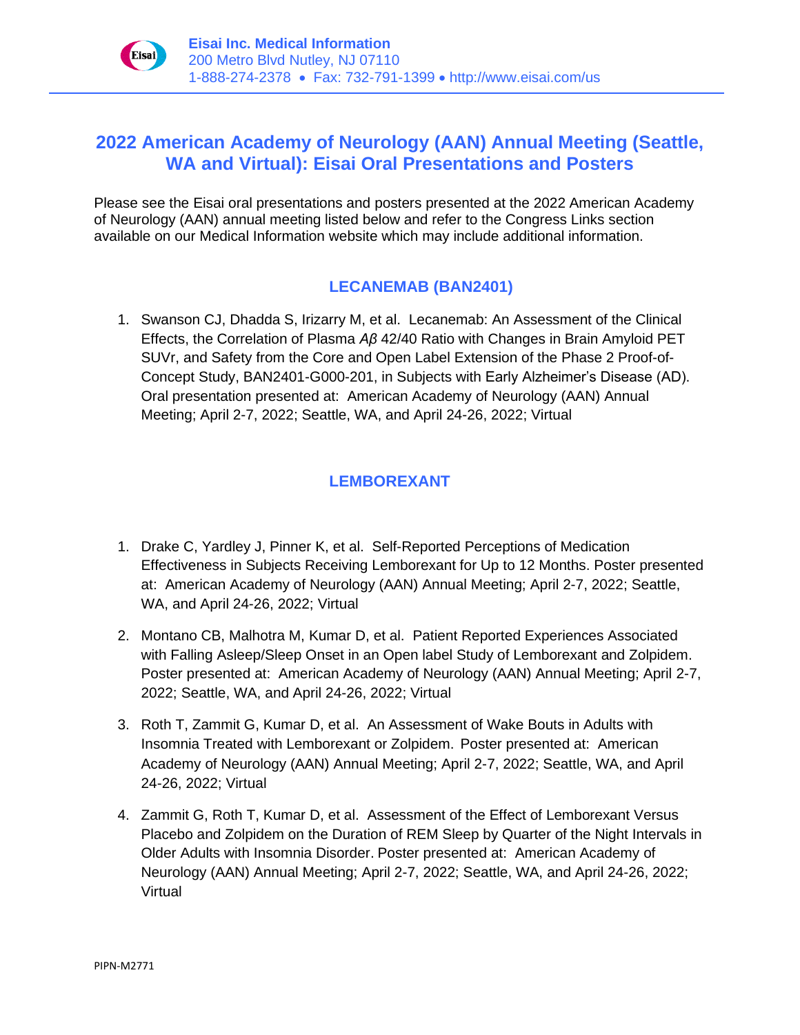**Eisai Inc. Medical Information**
200 Metro Blvd Nutley, NJ 07110
1-888-274-2378 • Fax: 732-791-1399 • http://www.eisai.com/us

# 2022 American Academy of Neurology (AAN) Annual Meeting (Seattle, WA and Virtual): Eisai Oral Presentations and Posters

Please see the Eisai oral presentations and posters presented at the 2022 American Academy of Neurology (AAN) annual meeting listed below and refer to the Congress Links section available on our Medical Information website which may include additional information.

## LECANEMAB (BAN2401)

1. Swanson CJ, Dhadda S, Irizarry M, et al. Lecanemab: An Assessment of the Clinical Effects, the Correlation of Plasma *Aβ* 42/40 Ratio with Changes in Brain Amyloid PET SUVr, and Safety from the Core and Open Label Extension of the Phase 2 Proof-of-Concept Study, BAN2401-G000-201, in Subjects with Early Alzheimer's Disease (AD). Oral presentation presented at: American Academy of Neurology (AAN) Annual Meeting; April 2-7, 2022; Seattle, WA, and April 24-26, 2022; Virtual

## LEMBOREXANT

1. Drake C, Yardley J, Pinner K, et al. Self-Reported Perceptions of Medication Effectiveness in Subjects Receiving Lemborexant for Up to 12 Months. Poster presented at: American Academy of Neurology (AAN) Annual Meeting; April 2-7, 2022; Seattle, WA, and April 24-26, 2022; Virtual
2. Montano CB, Malhotra M, Kumar D, et al. Patient Reported Experiences Associated with Falling Asleep/Sleep Onset in an Open label Study of Lemborexant and Zolpidem. Poster presented at: American Academy of Neurology (AAN) Annual Meeting; April 2-7, 2022; Seattle, WA, and April 24-26, 2022; Virtual
3. Roth T, Zammit G, Kumar D, et al. An Assessment of Wake Bouts in Adults with Insomnia Treated with Lemborexant or Zolpidem. Poster presented at: American Academy of Neurology (AAN) Annual Meeting; April 2-7, 2022; Seattle, WA, and April 24-26, 2022; Virtual
4. Zammit G, Roth T, Kumar D, et al. Assessment of the Effect of Lemborexant Versus Placebo and Zolpidem on the Duration of REM Sleep by Quarter of the Night Intervals in Older Adults with Insomnia Disorder. Poster presented at: American Academy of Neurology (AAN) Annual Meeting; April 2-7, 2022; Seattle, WA, and April 24-26, 2022; Virtual

PIPN-M2771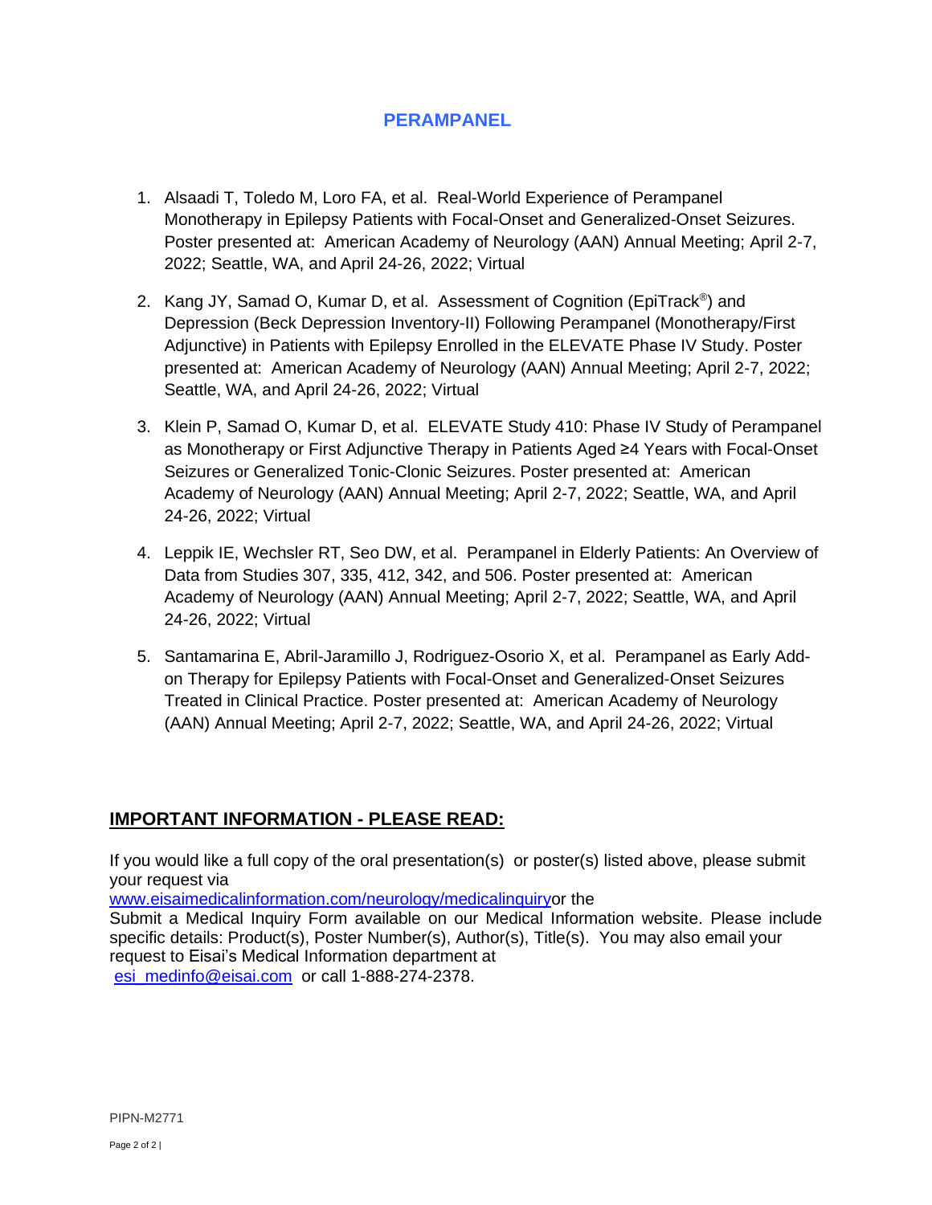# PERAMPANEL

1. Alsaadi T, Toledo M, Loro FA, et al. Real-World Experience of Perampanel Monotherapy in Epilepsy Patients with Focal-Onset and Generalized-Onset Seizures. Poster presented at: American Academy of Neurology (AAN) Annual Meeting; April 2-7, 2022; Seattle, WA, and April 24-26, 2022; Virtual

2. Kang JY, Samad O, Kumar D, et al. Assessment of Cognition (EpiTrack®) and Depression (Beck Depression Inventory-II) Following Perampanel (Monotherapy/First Adjunctive) in Patients with Epilepsy Enrolled in the ELEVATE Phase IV Study. Poster presented at: American Academy of Neurology (AAN) Annual Meeting; April 2-7, 2022; Seattle, WA, and April 24-26, 2022; Virtual

3. Klein P, Samad O, Kumar D, et al. ELEVATE Study 410: Phase IV Study of Perampanel as Monotherapy or First Adjunctive Therapy in Patients Aged ≥4 Years with Focal-Onset Seizures or Generalized Tonic-Clonic Seizures. Poster presented at: American Academy of Neurology (AAN) Annual Meeting; April 2-7, 2022; Seattle, WA, and April 24-26, 2022; Virtual

4. Leppik IE, Wechsler RT, Seo DW, et al. Perampanel in Elderly Patients: An Overview of Data from Studies 307, 335, 412, 342, and 506. Poster presented at: American Academy of Neurology (AAN) Annual Meeting; April 2-7, 2022; Seattle, WA, and April 24-26, 2022; Virtual

5. Santamarina E, Abril-Jaramillo J, Rodriguez-Osorio X, et al. Perampanel as Early Add-on Therapy for Epilepsy Patients with Focal-Onset and Generalized-Onset Seizures Treated in Clinical Practice. Poster presented at: American Academy of Neurology (AAN) Annual Meeting; April 2-7, 2022; Seattle, WA, and April 24-26, 2022; Virtual

## IMPORTANT INFORMATION - PLEASE READ:

If you would like a full copy of the oral presentation(s) or poster(s) listed above, please submit your request via www.eisaimedicalinformation.com/neurology/medicalinquiry or the Submit a Medical Inquiry Form available on our Medical Information website. Please include specific details: Product(s), Poster Number(s), Author(s), Title(s). You may also email your request to Eisai's Medical Information department at esi_medinfo@eisai.com or call 1-888-274-2378.

PIPN-M2771